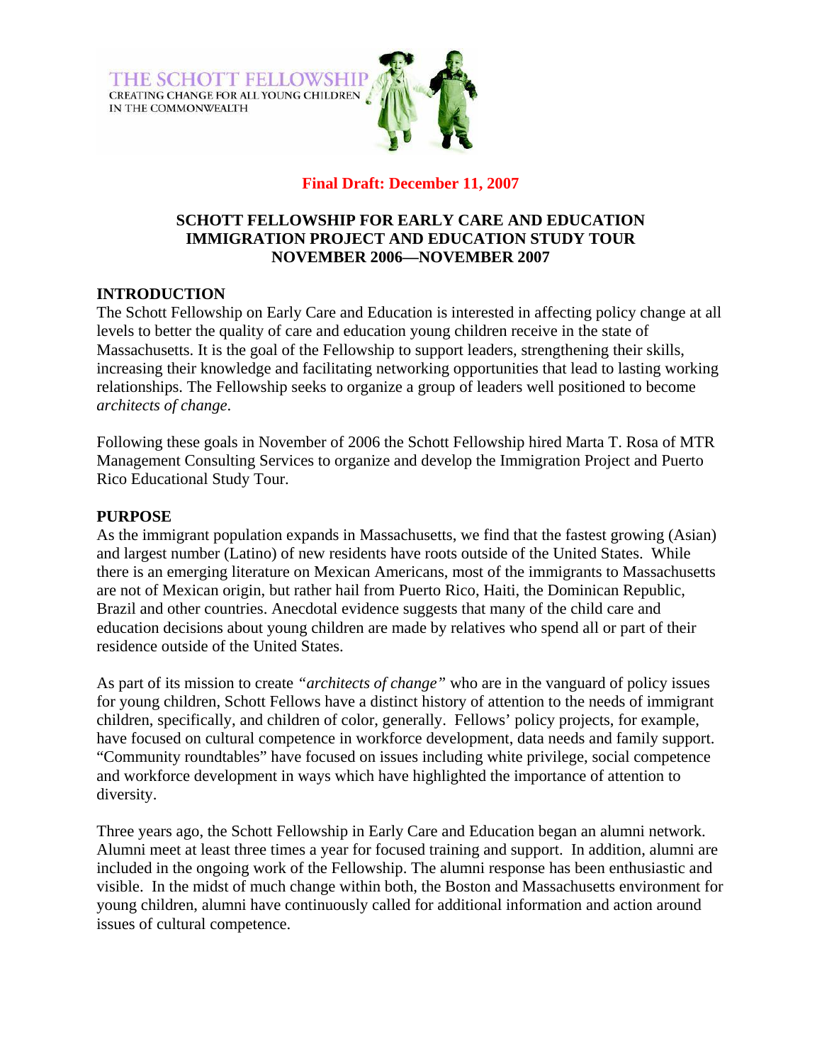THE SCHOTT FELLOWSHIP
CREATING CHANGE FOR ALL YOUNG CHILDREN IN THE COMMONWEALTH

**Final Draft: December 11, 2007**

# SCHOTT FELLOWSHIP FOR EARLY CARE AND EDUCATION IMMIGRATION PROJECT AND EDUCATION STUDY TOUR NOVEMBER 2006—NOVEMBER 2007

## INTRODUCTION

The Schott Fellowship on Early Care and Education is interested in affecting policy change at all levels to better the quality of care and education young children receive in the state of Massachusetts. It is the goal of the Fellowship to support leaders, strengthening their skills, increasing their knowledge and facilitating networking opportunities that lead to lasting working relationships. The Fellowship seeks to organize a group of leaders well positioned to become *architects of change*.

Following these goals in November of 2006 the Schott Fellowship hired Marta T. Rosa of MTR Management Consulting Services to organize and develop the Immigration Project and Puerto Rico Educational Study Tour.

## PURPOSE

As the immigrant population expands in Massachusetts, we find that the fastest growing (Asian) and largest number (Latino) of new residents have roots outside of the United States. While there is an emerging literature on Mexican Americans, most of the immigrants to Massachusetts are not of Mexican origin, but rather hail from Puerto Rico, Haiti, the Dominican Republic, Brazil and other countries. Anecdotal evidence suggests that many of the child care and education decisions about young children are made by relatives who spend all or part of their residence outside of the United States.

As part of its mission to create *"architects of change"* who are in the vanguard of policy issues for young children, Schott Fellows have a distinct history of attention to the needs of immigrant children, specifically, and children of color, generally. Fellows' policy projects, for example, have focused on cultural competence in workforce development, data needs and family support. "Community roundtables" have focused on issues including white privilege, social competence and workforce development in ways which have highlighted the importance of attention to diversity.

Three years ago, the Schott Fellowship in Early Care and Education began an alumni network. Alumni meet at least three times a year for focused training and support. In addition, alumni are included in the ongoing work of the Fellowship. The alumni response has been enthusiastic and visible. In the midst of much change within both, the Boston and Massachusetts environment for young children, alumni have continuously called for additional information and action around issues of cultural competence.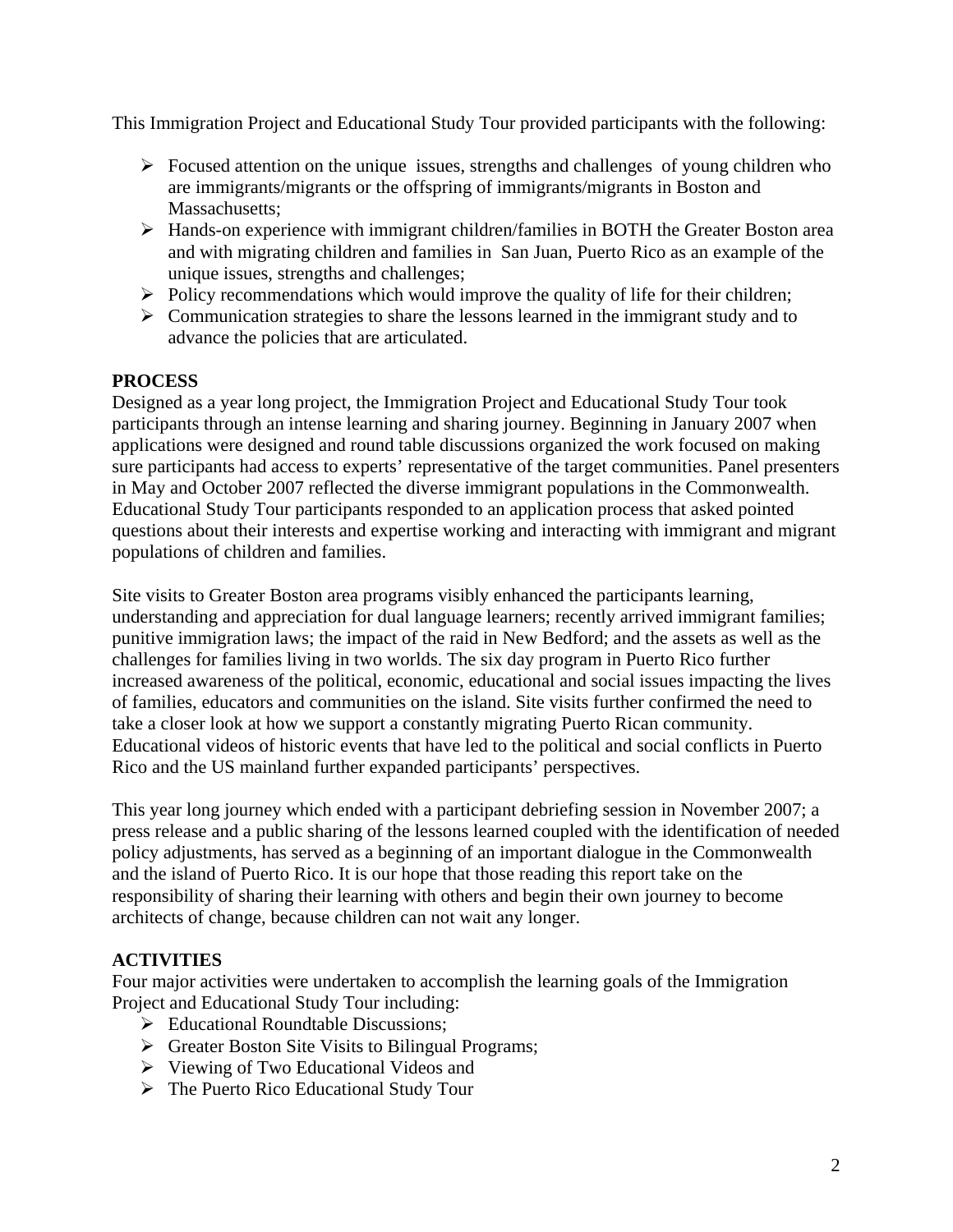This Immigration Project and Educational Study Tour provided participants with the following:

- Focused attention on the unique issues, strengths and challenges of young children who are immigrants/migrants or the offspring of immigrants/migrants in Boston and Massachusetts;
- Hands-on experience with immigrant children/families in BOTH the Greater Boston area and with migrating children and families in San Juan, Puerto Rico as an example of the unique issues, strengths and challenges;
- Policy recommendations which would improve the quality of life for their children;
- Communication strategies to share the lessons learned in the immigrant study and to advance the policies that are articulated.

**PROCESS**

Designed as a year long project, the Immigration Project and Educational Study Tour took participants through an intense learning and sharing journey. Beginning in January 2007 when applications were designed and round table discussions organized the work focused on making sure participants had access to experts' representative of the target communities. Panel presenters in May and October 2007 reflected the diverse immigrant populations in the Commonwealth. Educational Study Tour participants responded to an application process that asked pointed questions about their interests and expertise working and interacting with immigrant and migrant populations of children and families.

Site visits to Greater Boston area programs visibly enhanced the participants learning, understanding and appreciation for dual language learners; recently arrived immigrant families; punitive immigration laws; the impact of the raid in New Bedford; and the assets as well as the challenges for families living in two worlds. The six day program in Puerto Rico further increased awareness of the political, economic, educational and social issues impacting the lives of families, educators and communities on the island. Site visits further confirmed the need to take a closer look at how we support a constantly migrating Puerto Rican community. Educational videos of historic events that have led to the political and social conflicts in Puerto Rico and the US mainland further expanded participants' perspectives.

This year long journey which ended with a participant debriefing session in November 2007; a press release and a public sharing of the lessons learned coupled with the identification of needed policy adjustments, has served as a beginning of an important dialogue in the Commonwealth and the island of Puerto Rico. It is our hope that those reading this report take on the responsibility of sharing their learning with others and begin their own journey to become architects of change, because children can not wait any longer.

**ACTIVITIES**

Four major activities were undertaken to accomplish the learning goals of the Immigration Project and Educational Study Tour including:

- Educational Roundtable Discussions;
- Greater Boston Site Visits to Bilingual Programs;
- Viewing of Two Educational Videos and
- The Puerto Rico Educational Study Tour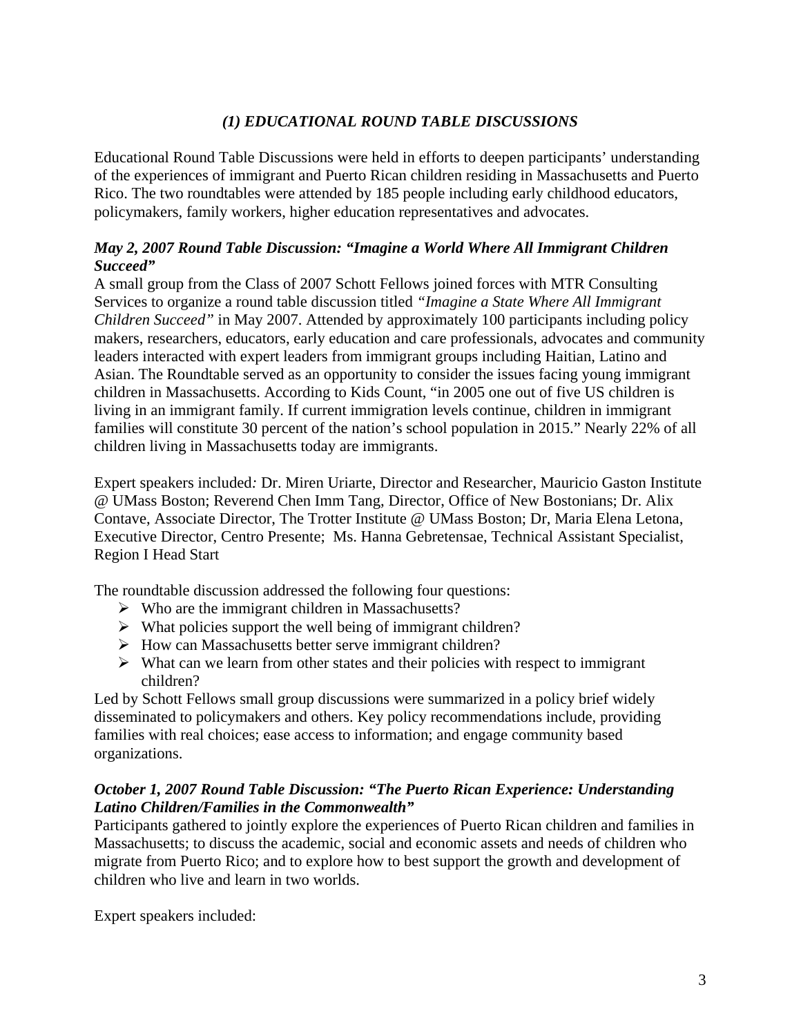## *(1) EDUCATIONAL ROUND TABLE DISCUSSIONS*

Educational Round Table Discussions were held in efforts to deepen participants' understanding of the experiences of immigrant and Puerto Rican children residing in Massachusetts and Puerto Rico. The two roundtables were attended by 185 people including early childhood educators, policymakers, family workers, higher education representatives and advocates.

### *May 2, 2007 Round Table Discussion: "Imagine a World Where All Immigrant Children Succeed"*

A small group from the Class of 2007 Schott Fellows joined forces with MTR Consulting Services to organize a round table discussion titled *"Imagine a State Where All Immigrant Children Succeed"* in May 2007. Attended by approximately 100 participants including policy makers, researchers, educators, early education and care professionals, advocates and community leaders interacted with expert leaders from immigrant groups including Haitian, Latino and Asian. The Roundtable served as an opportunity to consider the issues facing young immigrant children in Massachusetts. According to Kids Count, "in 2005 one out of five US children is living in an immigrant family. If current immigration levels continue, children in immigrant families will constitute 30 percent of the nation's school population in 2015." Nearly 22% of all children living in Massachusetts today are immigrants.

Expert speakers included*:* Dr. Miren Uriarte, Director and Researcher, Mauricio Gaston Institute @ UMass Boston; Reverend Chen Imm Tang, Director, Office of New Bostonians; Dr. Alix Contave, Associate Director, The Trotter Institute @ UMass Boston; Dr, Maria Elena Letona, Executive Director, Centro Presente; Ms. Hanna Gebretensae, Technical Assistant Specialist, Region I Head Start

The roundtable discussion addressed the following four questions:

- Who are the immigrant children in Massachusetts?
- What policies support the well being of immigrant children?
- How can Massachusetts better serve immigrant children?
- What can we learn from other states and their policies with respect to immigrant children?

Led by Schott Fellows small group discussions were summarized in a policy brief widely disseminated to policymakers and others. Key policy recommendations include, providing families with real choices; ease access to information; and engage community based organizations.

### *October 1, 2007 Round Table Discussion: "The Puerto Rican Experience: Understanding Latino Children/Families in the Commonwealth"*

Participants gathered to jointly explore the experiences of Puerto Rican children and families in Massachusetts; to discuss the academic, social and economic assets and needs of children who migrate from Puerto Rico; and to explore how to best support the growth and development of children who live and learn in two worlds.

Expert speakers included: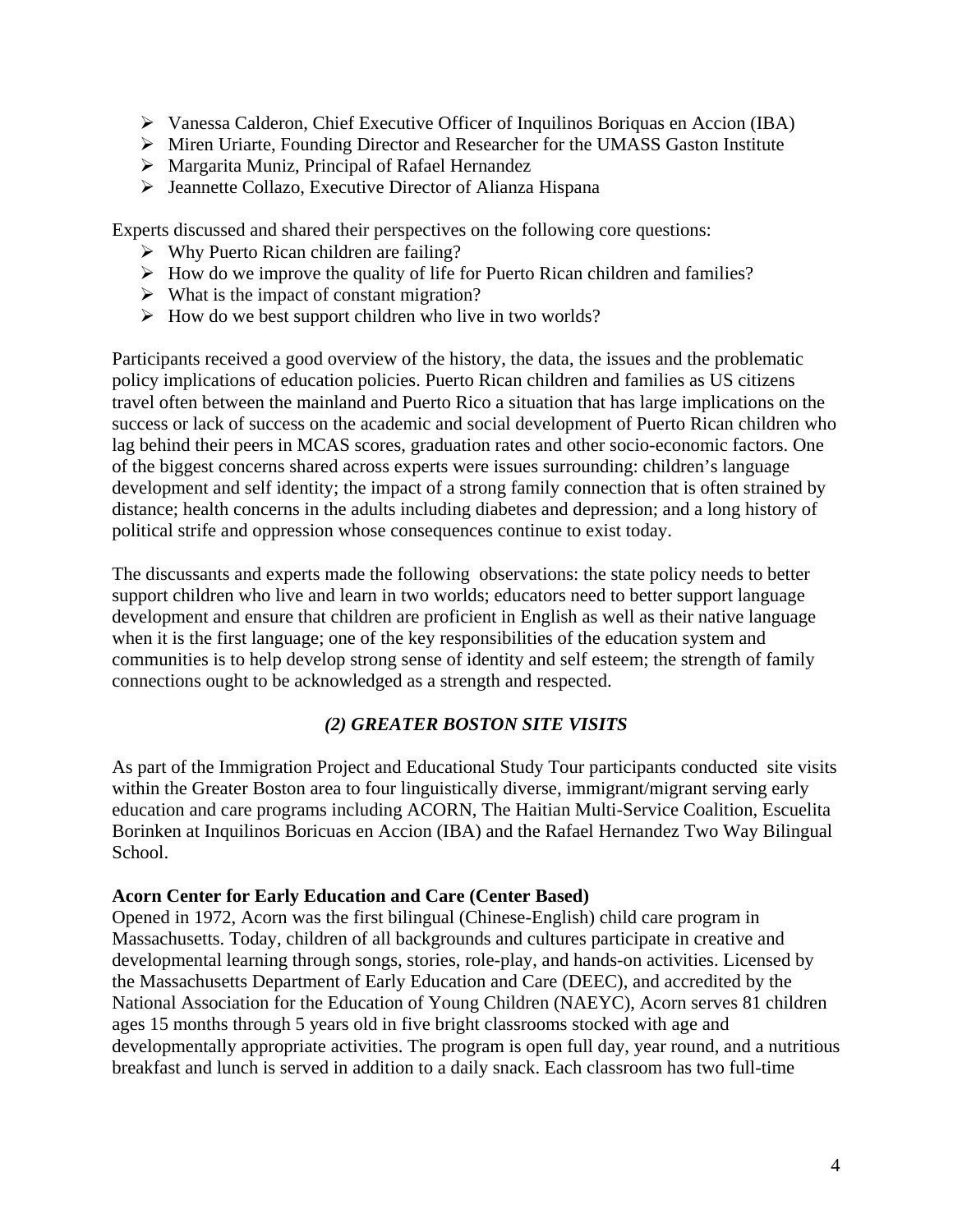- Vanessa Calderon, Chief Executive Officer of Inquilinos Boriquas en Accion (IBA)
- Miren Uriarte, Founding Director and Researcher for the UMASS Gaston Institute
- Margarita Muniz, Principal of Rafael Hernandez
- Jeannette Collazo, Executive Director of Alianza Hispana

Experts discussed and shared their perspectives on the following core questions:

- Why Puerto Rican children are failing?
- How do we improve the quality of life for Puerto Rican children and families?
- What is the impact of constant migration?
- How do we best support children who live in two worlds?

Participants received a good overview of the history, the data, the issues and the problematic policy implications of education policies. Puerto Rican children and families as US citizens travel often between the mainland and Puerto Rico a situation that has large implications on the success or lack of success on the academic and social development of Puerto Rican children who lag behind their peers in MCAS scores, graduation rates and other socio-economic factors. One of the biggest concerns shared across experts were issues surrounding: children's language development and self identity; the impact of a strong family connection that is often strained by distance; health concerns in the adults including diabetes and depression; and a long history of political strife and oppression whose consequences continue to exist today.

The discussants and experts made the following observations: the state policy needs to better support children who live and learn in two worlds; educators need to better support language development and ensure that children are proficient in English as well as their native language when it is the first language; one of the key responsibilities of the education system and communities is to help develop strong sense of identity and self esteem; the strength of family connections ought to be acknowledged as a strength and respected.

## *(2) GREATER BOSTON SITE VISITS*

As part of the Immigration Project and Educational Study Tour participants conducted site visits within the Greater Boston area to four linguistically diverse, immigrant/migrant serving early education and care programs including ACORN, The Haitian Multi-Service Coalition, Escuelita Borinken at Inquilinos Boricuas en Accion (IBA) and the Rafael Hernandez Two Way Bilingual School.

**Acorn Center for Early Education and Care (Center Based)**

Opened in 1972, Acorn was the first bilingual (Chinese-English) child care program in Massachusetts. Today, children of all backgrounds and cultures participate in creative and developmental learning through songs, stories, role-play, and hands-on activities. Licensed by the Massachusetts Department of Early Education and Care (DEEC), and accredited by the National Association for the Education of Young Children (NAEYC), Acorn serves 81 children ages 15 months through 5 years old in five bright classrooms stocked with age and developmentally appropriate activities. The program is open full day, year round, and a nutritious breakfast and lunch is served in addition to a daily snack. Each classroom has two full-time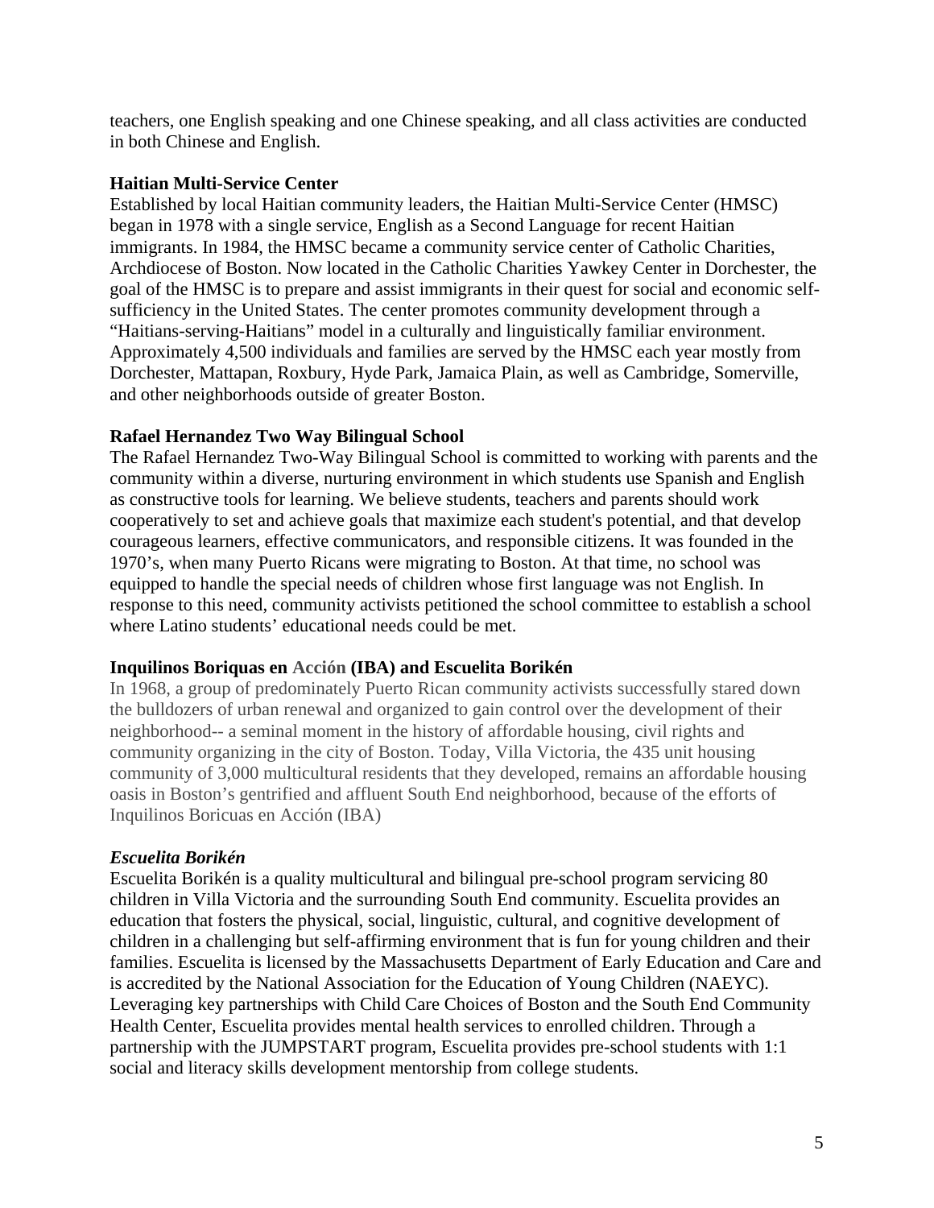teachers, one English speaking and one Chinese speaking, and all class activities are conducted in both Chinese and English.

**Haitian Multi-Service Center**

Established by local Haitian community leaders, the Haitian Multi-Service Center (HMSC) began in 1978 with a single service, English as a Second Language for recent Haitian immigrants. In 1984, the HMSC became a community service center of Catholic Charities, Archdiocese of Boston. Now located in the Catholic Charities Yawkey Center in Dorchester, the goal of the HMSC is to prepare and assist immigrants in their quest for social and economic self-sufficiency in the United States. The center promotes community development through a "Haitians-serving-Haitians" model in a culturally and linguistically familiar environment. Approximately 4,500 individuals and families are served by the HMSC each year mostly from Dorchester, Mattapan, Roxbury, Hyde Park, Jamaica Plain, as well as Cambridge, Somerville, and other neighborhoods outside of greater Boston.

**Rafael Hernandez Two Way Bilingual School**

The Rafael Hernandez Two-Way Bilingual School is committed to working with parents and the community within a diverse, nurturing environment in which students use Spanish and English as constructive tools for learning. We believe students, teachers and parents should work cooperatively to set and achieve goals that maximize each student's potential, and that develop courageous learners, effective communicators, and responsible citizens. It was founded in the 1970's, when many Puerto Ricans were migrating to Boston. At that time, no school was equipped to handle the special needs of children whose first language was not English. In response to this need, community activists petitioned the school committee to establish a school where Latino students' educational needs could be met.

**Inquilinos Boriquas en Acción (IBA) and Escuelita Borikén**

In 1968, a group of predominately Puerto Rican community activists successfully stared down the bulldozers of urban renewal and organized to gain control over the development of their neighborhood-- a seminal moment in the history of affordable housing, civil rights and community organizing in the city of Boston. Today, Villa Victoria, the 435 unit housing community of 3,000 multicultural residents that they developed, remains an affordable housing oasis in Boston's gentrified and affluent South End neighborhood, because of the efforts of Inquilinos Boricuas en Acción (IBA)

***Escuelita Borikén***

Escuelita Borikén is a quality multicultural and bilingual pre-school program servicing 80 children in Villa Victoria and the surrounding South End community. Escuelita provides an education that fosters the physical, social, linguistic, cultural, and cognitive development of children in a challenging but self-affirming environment that is fun for young children and their families. Escuelita is licensed by the Massachusetts Department of Early Education and Care and is accredited by the National Association for the Education of Young Children (NAEYC). Leveraging key partnerships with Child Care Choices of Boston and the South End Community Health Center, Escuelita provides mental health services to enrolled children. Through a partnership with the JUMPSTART program, Escuelita provides pre-school students with 1:1 social and literacy skills development mentorship from college students.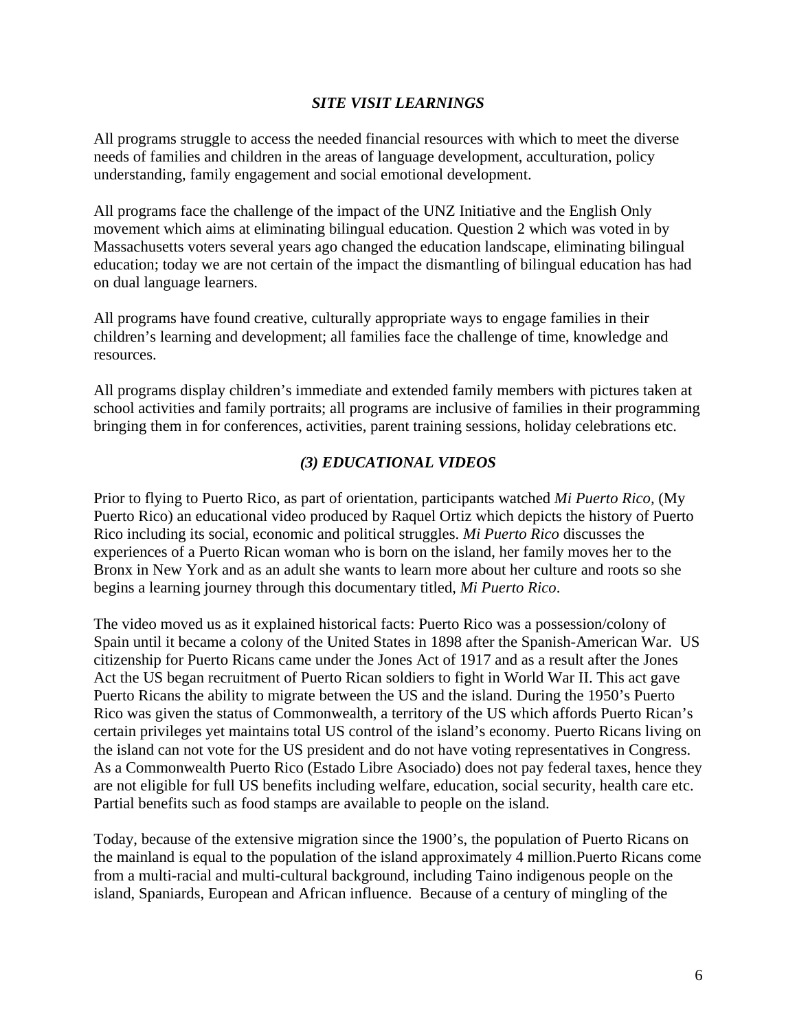### *SITE VISIT LEARNINGS*

All programs struggle to access the needed financial resources with which to meet the diverse needs of families and children in the areas of language development, acculturation, policy understanding, family engagement and social emotional development.

All programs face the challenge of the impact of the UNZ Initiative and the English Only movement which aims at eliminating bilingual education. Question 2 which was voted in by Massachusetts voters several years ago changed the education landscape, eliminating bilingual education; today we are not certain of the impact the dismantling of bilingual education has had on dual language learners.

All programs have found creative, culturally appropriate ways to engage families in their children's learning and development; all families face the challenge of time, knowledge and resources.

All programs display children's immediate and extended family members with pictures taken at school activities and family portraits; all programs are inclusive of families in their programming bringing them in for conferences, activities, parent training sessions, holiday celebrations etc.

### *(3) EDUCATIONAL VIDEOS*

Prior to flying to Puerto Rico, as part of orientation, participants watched *Mi Puerto Rico,* (My Puerto Rico) an educational video produced by Raquel Ortiz which depicts the history of Puerto Rico including its social, economic and political struggles. *Mi Puerto Rico* discusses the experiences of a Puerto Rican woman who is born on the island, her family moves her to the Bronx in New York and as an adult she wants to learn more about her culture and roots so she begins a learning journey through this documentary titled, *Mi Puerto Rico*.

The video moved us as it explained historical facts: Puerto Rico was a possession/colony of Spain until it became a colony of the United States in 1898 after the Spanish-American War. US citizenship for Puerto Ricans came under the Jones Act of 1917 and as a result after the Jones Act the US began recruitment of Puerto Rican soldiers to fight in World War II. This act gave Puerto Ricans the ability to migrate between the US and the island. During the 1950's Puerto Rico was given the status of Commonwealth, a territory of the US which affords Puerto Rican's certain privileges yet maintains total US control of the island's economy. Puerto Ricans living on the island can not vote for the US president and do not have voting representatives in Congress. As a Commonwealth Puerto Rico (Estado Libre Asociado) does not pay federal taxes, hence they are not eligible for full US benefits including welfare, education, social security, health care etc. Partial benefits such as food stamps are available to people on the island.

Today, because of the extensive migration since the 1900's, the population of Puerto Ricans on the mainland is equal to the population of the island approximately 4 million.Puerto Ricans come from a multi-racial and multi-cultural background, including Taino indigenous people on the island, Spaniards, European and African influence. Because of a century of mingling of the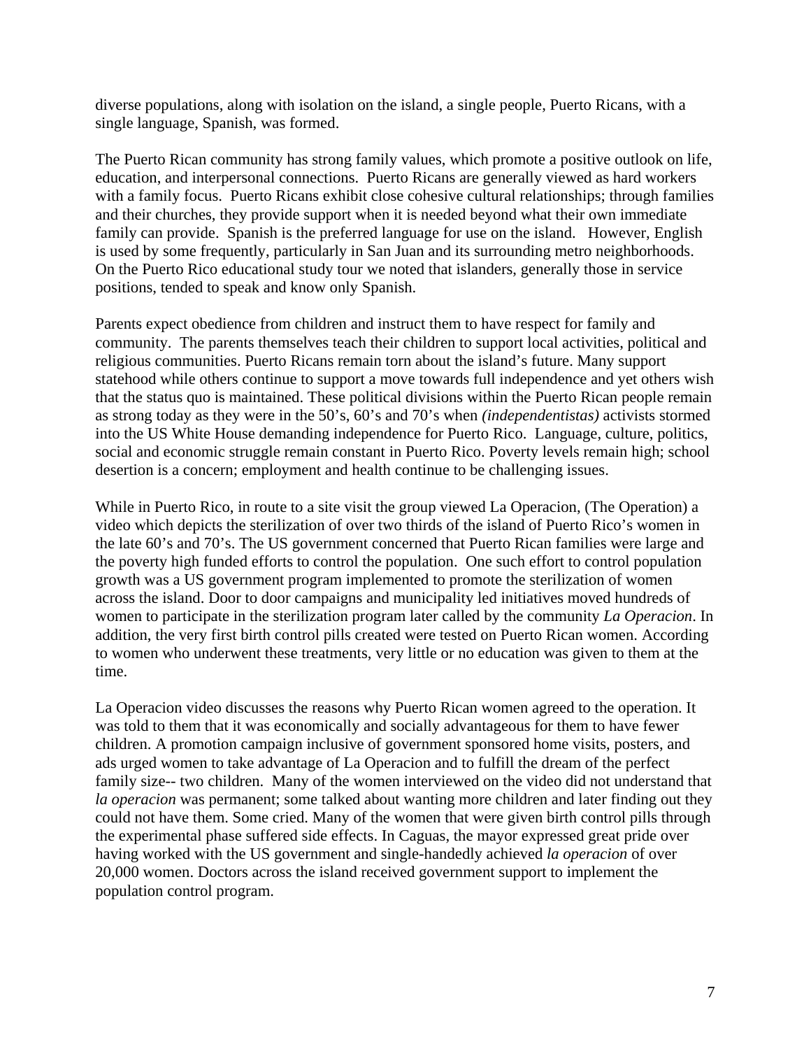diverse populations, along with isolation on the island, a single people, Puerto Ricans, with a single language, Spanish, was formed.

The Puerto Rican community has strong family values, which promote a positive outlook on life, education, and interpersonal connections. Puerto Ricans are generally viewed as hard workers with a family focus. Puerto Ricans exhibit close cohesive cultural relationships; through families and their churches, they provide support when it is needed beyond what their own immediate family can provide. Spanish is the preferred language for use on the island. However, English is used by some frequently, particularly in San Juan and its surrounding metro neighborhoods. On the Puerto Rico educational study tour we noted that islanders, generally those in service positions, tended to speak and know only Spanish.

Parents expect obedience from children and instruct them to have respect for family and community. The parents themselves teach their children to support local activities, political and religious communities. Puerto Ricans remain torn about the island's future. Many support statehood while others continue to support a move towards full independence and yet others wish that the status quo is maintained. These political divisions within the Puerto Rican people remain as strong today as they were in the 50's, 60's and 70's when *(independentistas)* activists stormed into the US White House demanding independence for Puerto Rico. Language, culture, politics, social and economic struggle remain constant in Puerto Rico. Poverty levels remain high; school desertion is a concern; employment and health continue to be challenging issues.

While in Puerto Rico, in route to a site visit the group viewed La Operacion, (The Operation) a video which depicts the sterilization of over two thirds of the island of Puerto Rico's women in the late 60's and 70's. The US government concerned that Puerto Rican families were large and the poverty high funded efforts to control the population. One such effort to control population growth was a US government program implemented to promote the sterilization of women across the island. Door to door campaigns and municipality led initiatives moved hundreds of women to participate in the sterilization program later called by the community *La Operacion*. In addition, the very first birth control pills created were tested on Puerto Rican women. According to women who underwent these treatments, very little or no education was given to them at the time.

La Operacion video discusses the reasons why Puerto Rican women agreed to the operation. It was told to them that it was economically and socially advantageous for them to have fewer children. A promotion campaign inclusive of government sponsored home visits, posters, and ads urged women to take advantage of La Operacion and to fulfill the dream of the perfect family size-- two children. Many of the women interviewed on the video did not understand that *la operacion* was permanent; some talked about wanting more children and later finding out they could not have them. Some cried. Many of the women that were given birth control pills through the experimental phase suffered side effects. In Caguas, the mayor expressed great pride over having worked with the US government and single-handedly achieved *la operacion* of over 20,000 women. Doctors across the island received government support to implement the population control program.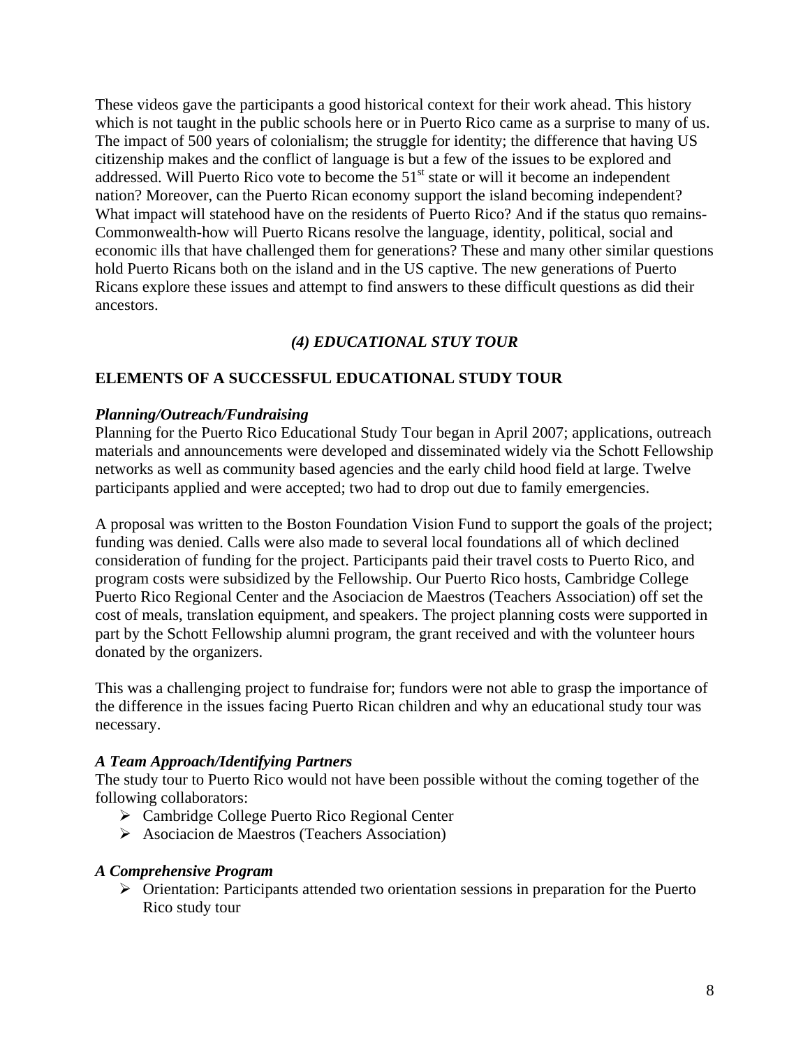These videos gave the participants a good historical context for their work ahead. This history which is not taught in the public schools here or in Puerto Rico came as a surprise to many of us. The impact of 500 years of colonialism; the struggle for identity; the difference that having US citizenship makes and the conflict of language is but a few of the issues to be explored and addressed. Will Puerto Rico vote to become the 51st state or will it become an independent nation? Moreover, can the Puerto Rican economy support the island becoming independent? What impact will statehood have on the residents of Puerto Rico? And if the status quo remains-Commonwealth-how will Puerto Ricans resolve the language, identity, political, social and economic ills that have challenged them for generations? These and many other similar questions hold Puerto Ricans both on the island and in the US captive. The new generations of Puerto Ricans explore these issues and attempt to find answers to these difficult questions as did their ancestors.

### *(4) EDUCATIONAL STUY TOUR*

**ELEMENTS OF A SUCCESSFUL EDUCATIONAL STUDY TOUR**

***Planning/Outreach/Fundraising***

Planning for the Puerto Rico Educational Study Tour began in April 2007; applications, outreach materials and announcements were developed and disseminated widely via the Schott Fellowship networks as well as community based agencies and the early child hood field at large. Twelve participants applied and were accepted; two had to drop out due to family emergencies.

A proposal was written to the Boston Foundation Vision Fund to support the goals of the project; funding was denied. Calls were also made to several local foundations all of which declined consideration of funding for the project. Participants paid their travel costs to Puerto Rico, and program costs were subsidized by the Fellowship. Our Puerto Rico hosts, Cambridge College Puerto Rico Regional Center and the Asociacion de Maestros (Teachers Association) off set the cost of meals, translation equipment, and speakers. The project planning costs were supported in part by the Schott Fellowship alumni program, the grant received and with the volunteer hours donated by the organizers.

This was a challenging project to fundraise for; fundors were not able to grasp the importance of the difference in the issues facing Puerto Rican children and why an educational study tour was necessary.

***A Team Approach/Identifying Partners***

The study tour to Puerto Rico would not have been possible without the coming together of the following collaborators:

- Cambridge College Puerto Rico Regional Center
- Asociacion de Maestros (Teachers Association)

***A Comprehensive Program***

- Orientation: Participants attended two orientation sessions in preparation for the Puerto Rico study tour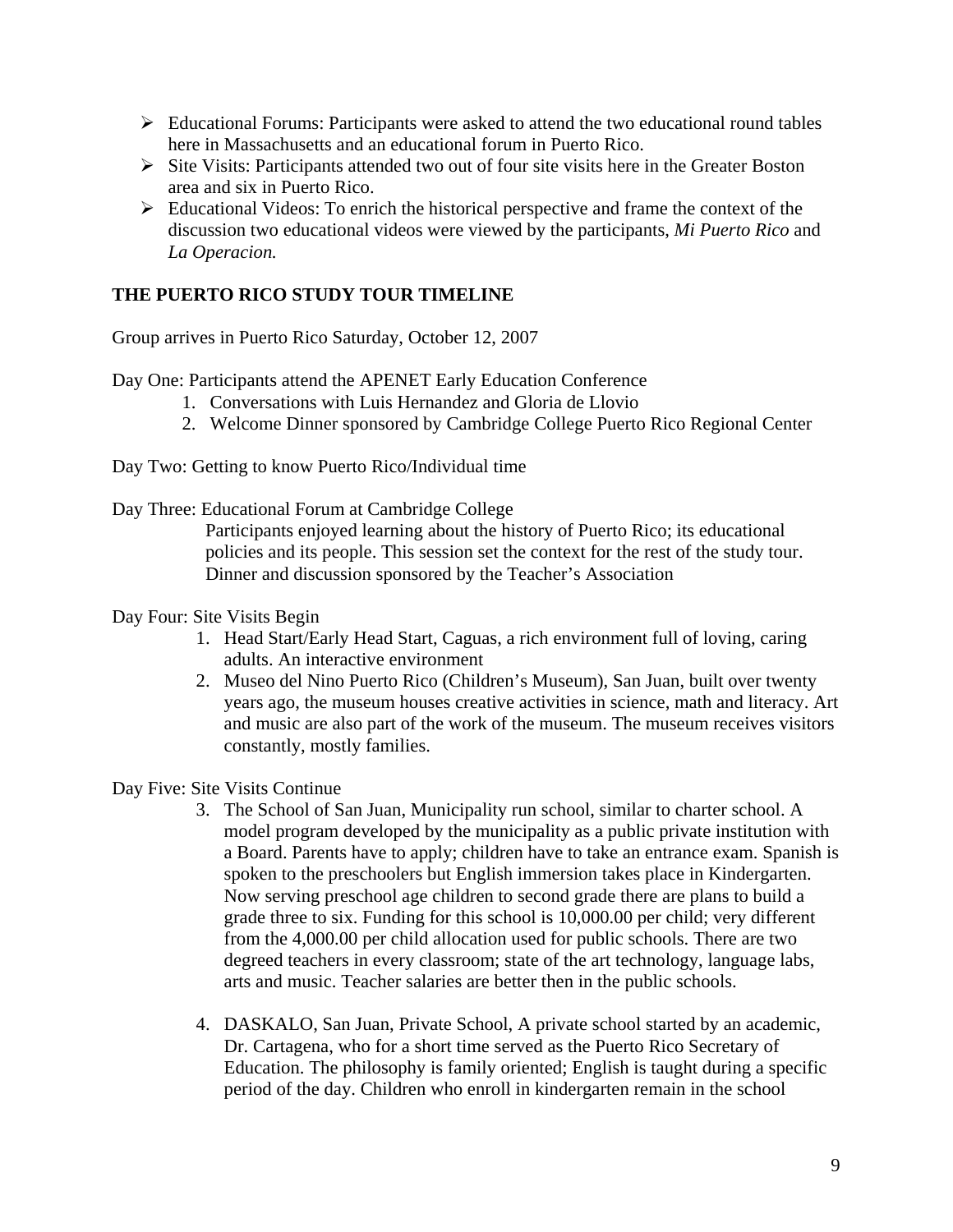- Educational Forums: Participants were asked to attend the two educational round tables here in Massachusetts and an educational forum in Puerto Rico.
- Site Visits: Participants attended two out of four site visits here in the Greater Boston area and six in Puerto Rico.
- Educational Videos: To enrich the historical perspective and frame the context of the discussion two educational videos were viewed by the participants, *Mi Puerto Rico* and *La Operacion.*

**THE PUERTO RICO STUDY TOUR TIMELINE**

Group arrives in Puerto Rico Saturday, October 12, 2007

Day One: Participants attend the APENET Early Education Conference

1. Conversations with Luis Hernandez and Gloria de Llovio
2. Welcome Dinner sponsored by Cambridge College Puerto Rico Regional Center

Day Two: Getting to know Puerto Rico/Individual time

Day Three: Educational Forum at Cambridge College

Participants enjoyed learning about the history of Puerto Rico; its educational policies and its people. This session set the context for the rest of the study tour. Dinner and discussion sponsored by the Teacher's Association

Day Four: Site Visits Begin

1. Head Start/Early Head Start, Caguas, a rich environment full of loving, caring adults. An interactive environment
2. Museo del Nino Puerto Rico (Children's Museum), San Juan, built over twenty years ago, the museum houses creative activities in science, math and literacy. Art and music are also part of the work of the museum. The museum receives visitors constantly, mostly families.

Day Five: Site Visits Continue

3. The School of San Juan, Municipality run school, similar to charter school. A model program developed by the municipality as a public private institution with a Board. Parents have to apply; children have to take an entrance exam. Spanish is spoken to the preschoolers but English immersion takes place in Kindergarten. Now serving preschool age children to second grade there are plans to build a grade three to six. Funding for this school is 10,000.00 per child; very different from the 4,000.00 per child allocation used for public schools. There are two degreed teachers in every classroom; state of the art technology, language labs, arts and music. Teacher salaries are better then in the public schools.

4. DASKALO, San Juan, Private School, A private school started by an academic, Dr. Cartagena, who for a short time served as the Puerto Rico Secretary of Education. The philosophy is family oriented; English is taught during a specific period of the day. Children who enroll in kindergarten remain in the school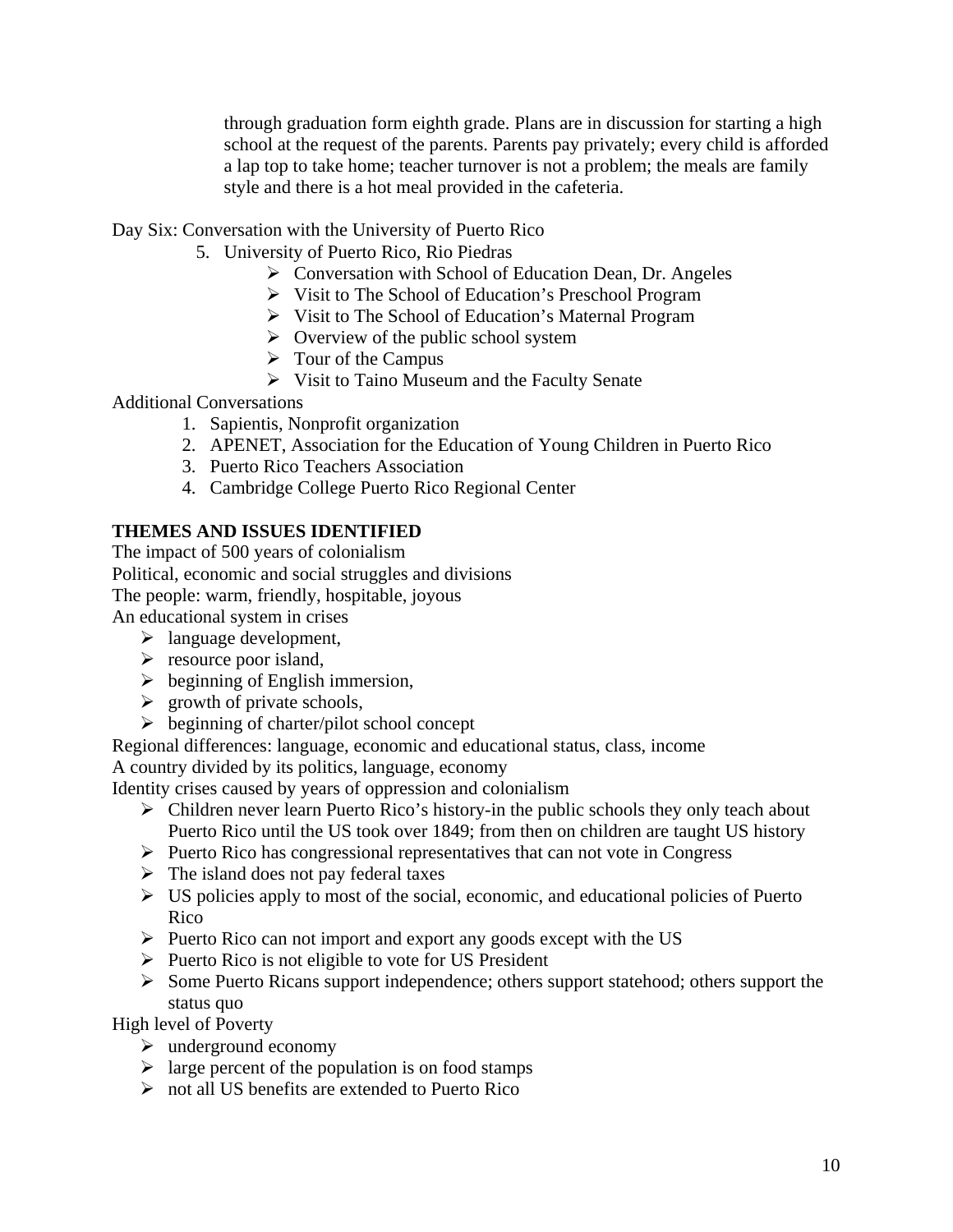through graduation form eighth grade. Plans are in discussion for starting a high school at the request of the parents. Parents pay privately; every child is afforded a lap top to take home; teacher turnover is not a problem; the meals are family style and there is a hot meal provided in the cafeteria.

Day Six: Conversation with the University of Puerto Rico

5. University of Puerto Rico, Rio Piedras
   - Conversation with School of Education Dean, Dr. Angeles
   - Visit to The School of Education's Preschool Program
   - Visit to The School of Education's Maternal Program
   - Overview of the public school system
   - Tour of the Campus
   - Visit to Taino Museum and the Faculty Senate

Additional Conversations

1. Sapientis, Nonprofit organization
2. APENET, Association for the Education of Young Children in Puerto Rico
3. Puerto Rico Teachers Association
4. Cambridge College Puerto Rico Regional Center

**THEMES AND ISSUES IDENTIFIED**

The impact of 500 years of colonialism

Political, economic and social struggles and divisions

The people: warm, friendly, hospitable, joyous

An educational system in crises

- language development,
- resource poor island,
- beginning of English immersion,
- growth of private schools,
- beginning of charter/pilot school concept

Regional differences: language, economic and educational status, class, income

A country divided by its politics, language, economy

Identity crises caused by years of oppression and colonialism

- Children never learn Puerto Rico's history-in the public schools they only teach about Puerto Rico until the US took over 1849; from then on children are taught US history
- Puerto Rico has congressional representatives that can not vote in Congress
- The island does not pay federal taxes
- US policies apply to most of the social, economic, and educational policies of Puerto Rico
- Puerto Rico can not import and export any goods except with the US
- Puerto Rico is not eligible to vote for US President
- Some Puerto Ricans support independence; others support statehood; others support the status quo

High level of Poverty

- underground economy
- large percent of the population is on food stamps
- not all US benefits are extended to Puerto Rico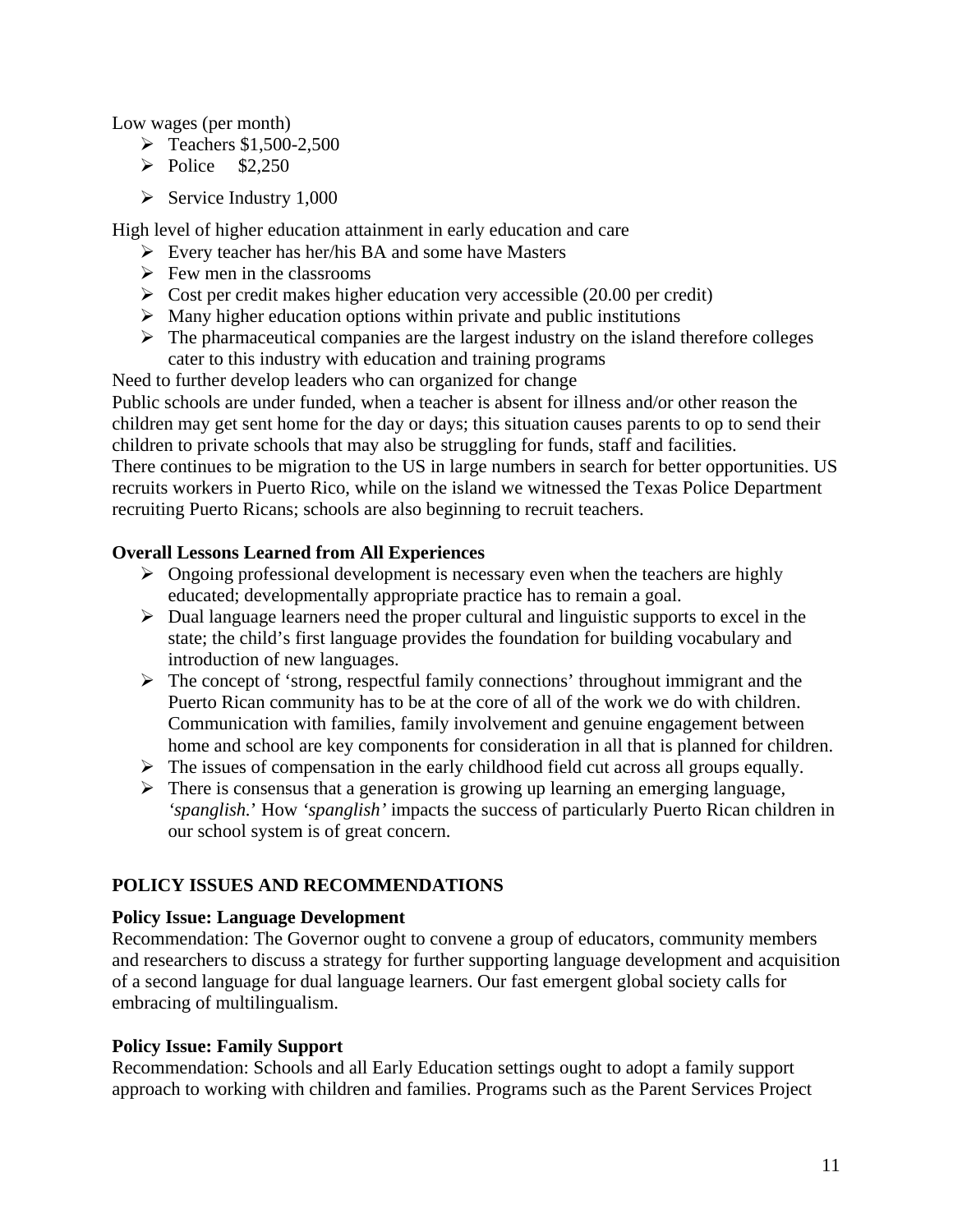Low wages (per month)

- Teachers $1,500-2,500
- Police $2,250
- Service Industry 1,000

High level of higher education attainment in early education and care

- Every teacher has her/his BA and some have Masters
- Few men in the classrooms
- Cost per credit makes higher education very accessible (20.00 per credit)
- Many higher education options within private and public institutions
- The pharmaceutical companies are the largest industry on the island therefore colleges cater to this industry with education and training programs

Need to further develop leaders who can organized for change

Public schools are under funded, when a teacher is absent for illness and/or other reason the children may get sent home for the day or days; this situation causes parents to op to send their children to private schools that may also be struggling for funds, staff and facilities.

There continues to be migration to the US in large numbers in search for better opportunities. US recruits workers in Puerto Rico, while on the island we witnessed the Texas Police Department recruiting Puerto Ricans; schools are also beginning to recruit teachers.

**Overall Lessons Learned from All Experiences**

- Ongoing professional development is necessary even when the teachers are highly educated; developmentally appropriate practice has to remain a goal.
- Dual language learners need the proper cultural and linguistic supports to excel in the state; the child's first language provides the foundation for building vocabulary and introduction of new languages.
- The concept of 'strong, respectful family connections' throughout immigrant and the Puerto Rican community has to be at the core of all of the work we do with children. Communication with families, family involvement and genuine engagement between home and school are key components for consideration in all that is planned for children.
- The issues of compensation in the early childhood field cut across all groups equally.
- There is consensus that a generation is growing up learning an emerging language, *'spanglish.'* How *'spanglish'* impacts the success of particularly Puerto Rican children in our school system is of great concern.

## POLICY ISSUES AND RECOMMENDATIONS

**Policy Issue: Language Development**

Recommendation: The Governor ought to convene a group of educators, community members and researchers to discuss a strategy for further supporting language development and acquisition of a second language for dual language learners. Our fast emergent global society calls for embracing of multilingualism.

**Policy Issue: Family Support**

Recommendation: Schools and all Early Education settings ought to adopt a family support approach to working with children and families. Programs such as the Parent Services Project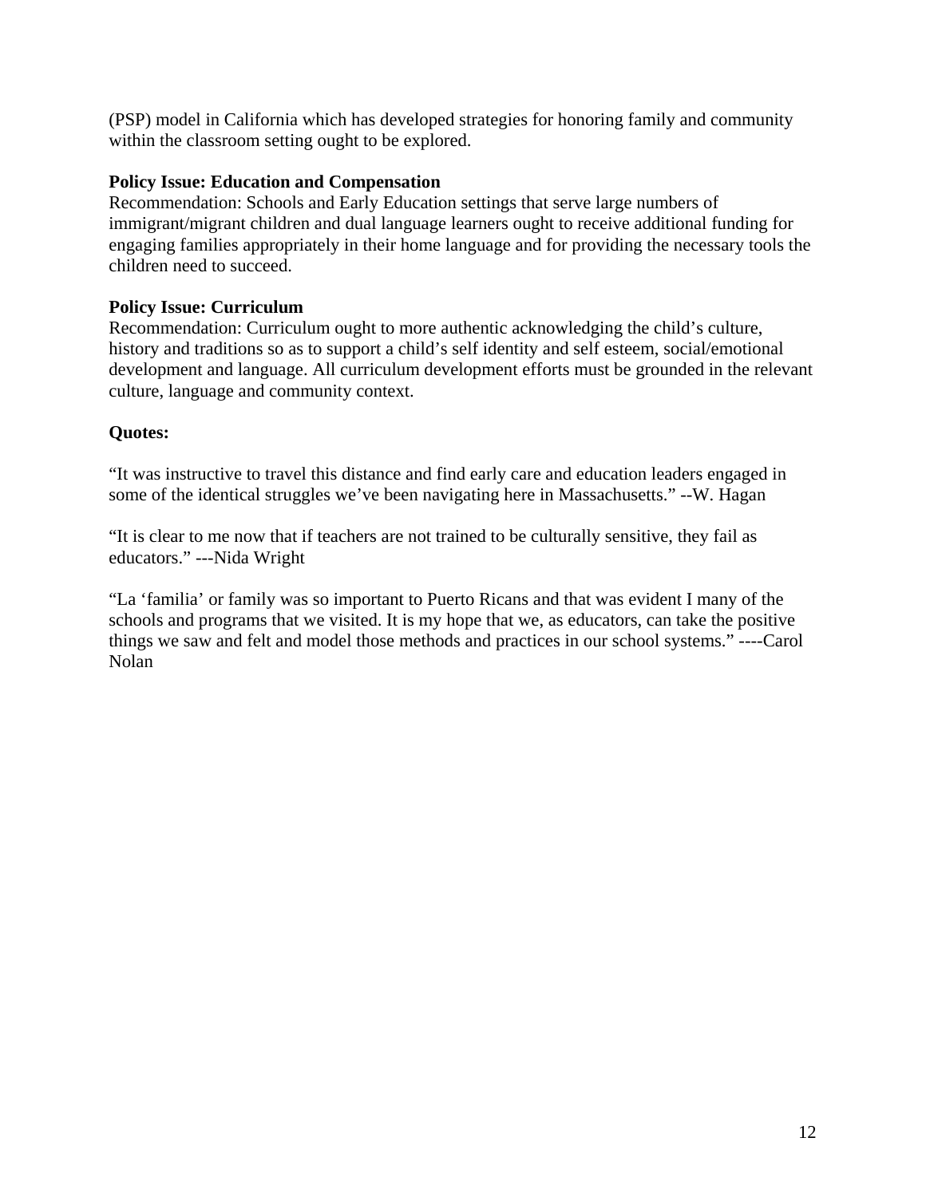(PSP) model in California which has developed strategies for honoring family and community within the classroom setting ought to be explored.

**Policy Issue: Education and Compensation**
Recommendation: Schools and Early Education settings that serve large numbers of immigrant/migrant children and dual language learners ought to receive additional funding for engaging families appropriately in their home language and for providing the necessary tools the children need to succeed.

**Policy Issue: Curriculum**
Recommendation: Curriculum ought to more authentic acknowledging the child's culture, history and traditions so as to support a child's self identity and self esteem, social/emotional development and language. All curriculum development efforts must be grounded in the relevant culture, language and community context.

**Quotes:**

"It was instructive to travel this distance and find early care and education leaders engaged in some of the identical struggles we've been navigating here in Massachusetts." --W. Hagan

"It is clear to me now that if teachers are not trained to be culturally sensitive, they fail as educators." ---Nida Wright

"La 'familia' or family was so important to Puerto Ricans and that was evident I many of the schools and programs that we visited. It is my hope that we, as educators, can take the positive things we saw and felt and model those methods and practices in our school systems." ----Carol Nolan